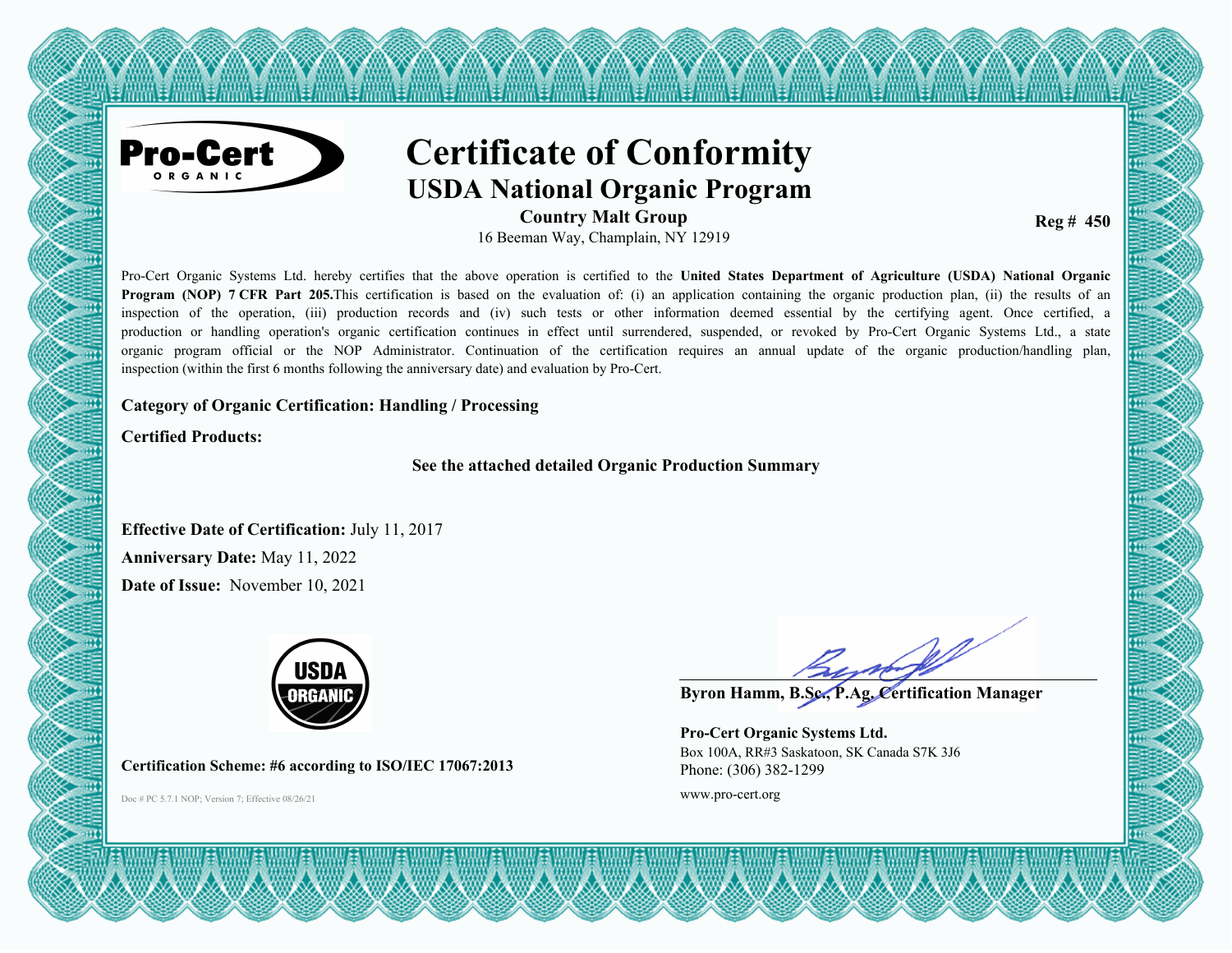Pro-Cert ORGANIC

# Certificate of Conformity

## USDA National Organic Program

**Country Malt Group**

16 Beeman Way, Champlain, NY 12919

**Reg # 450**

Pro-Cert Organic Systems Ltd. hereby certifies that the above operation is certified to the **United States Department of Agriculture (USDA) National Organic Program (NOP) 7 CFR Part 205.** This certification is based on the evaluation of: (i) an application containing the organic production plan, (ii) the results of an inspection of the operation, (iii) production records and (iv) such tests or other information deemed essential by the certifying agent. Once certified, a production or handling operation's organic certification continues in effect until surrendered, suspended, or revoked by Pro-Cert Organic Systems Ltd., a state organic program official or the NOP Administrator. Continuation of the certification requires an annual update of the organic production/handling plan, inspection (within the first 6 months following the anniversary date) and evaluation by Pro-Cert.

**Category of Organic Certification: Handling / Processing**

**Certified Products:**

**See the attached detailed Organic Production Summary**

**Effective Date of Certification:** July 11, 2017

**Anniversary Date:** May 11, 2022

**Date of Issue:** November 10, 2021

USDA ORGANIC

**Byron Hamm, B.Sc., P.Ag. Certification Manager**

**Pro-Cert Organic Systems Ltd.**

Box 100A, RR#3 Saskatoon, SK Canada S7K 3J6

Phone: (306) 382-1299

www.pro-cert.org

**Certification Scheme: #6 according to ISO/IEC 17067:2013**

Doc # PC 5.7.1 NOP; Version 7; Effective 08/26/21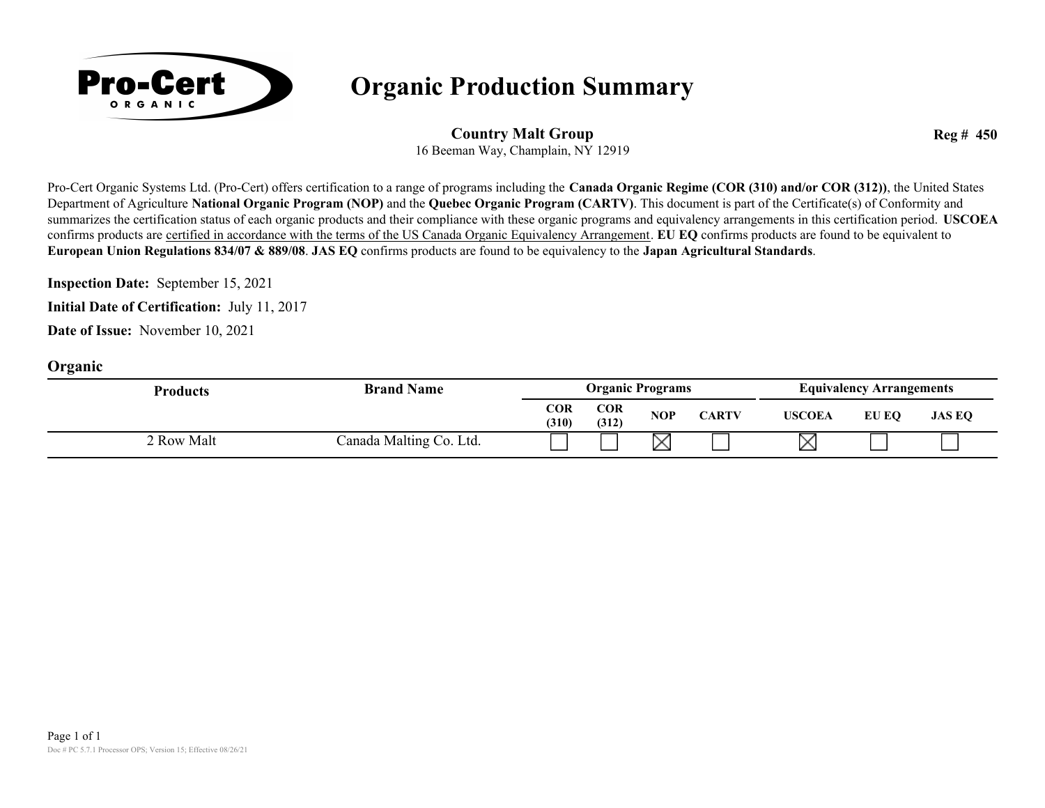Pro-Cert ORGANIC

# Organic Production Summary

**Country Malt Group**
16 Beeman Way, Champlain, NY 12919

**Reg # 450**

Pro-Cert Organic Systems Ltd. (Pro-Cert) offers certification to a range of programs including the **Canada Organic Regime (COR (310) and/or COR (312))**, the United States Department of Agriculture **National Organic Program (NOP)** and the **Quebec Organic Program (CARTV)**. This document is part of the Certificate(s) of Conformity and summarizes the certification status of each organic products and their compliance with these organic programs and equivalency arrangements in this certification period. **USCOEA** confirms products are certified in accordance with the terms of the US Canada Organic Equivalency Arrangement. **EU EQ** confirms products are found to be equivalent to **European Union Regulations 834/07 & 889/08**. **JAS EQ** confirms products are found to be equivalency to the **Japan Agricultural Standards**.

**Inspection Date:** September 15, 2021

**Initial Date of Certification:** July 11, 2017

**Date of Issue:** November 10, 2021

## Organic

| Products | Brand Name | Organic Programs | | | | Equivalency Arrangements | | |
|---|---|---|---|---|---|---|---|---|
| | | COR (310) | COR (312) | NOP | CARTV | USCOEA | EU EQ | JAS EQ |
| 2 Row Malt | Canada Malting Co. Ltd. | ☐ | ☐ | ☒ | ☐ | ☒ | ☐ | ☐ |

Doc # PC 5.7.1 Processor OPS; Version 15; Effective 08/26/21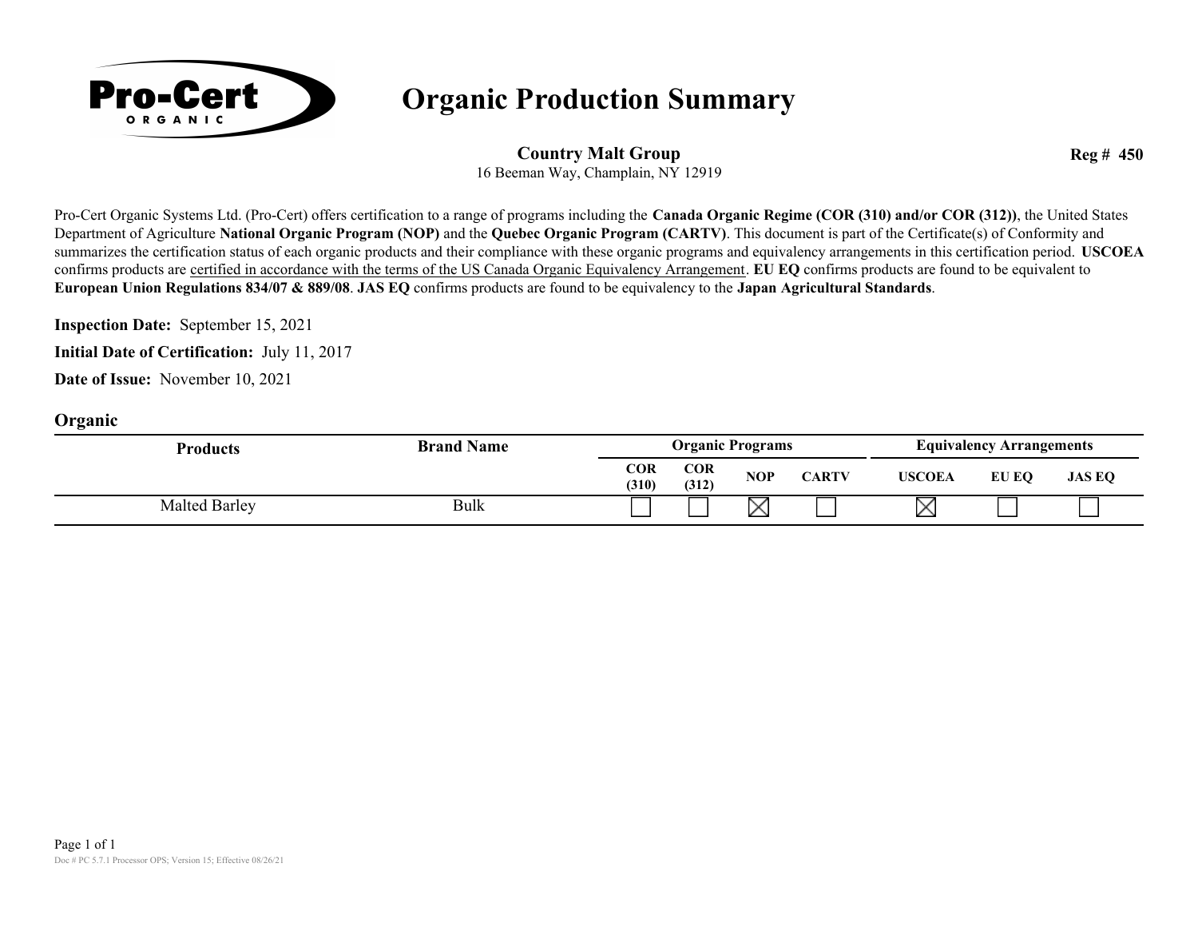# Organic Production Summary

**Country Malt Group**
16 Beeman Way, Champlain, NY 12919

**Reg # 450**

Pro-Cert Organic Systems Ltd. (Pro-Cert) offers certification to a range of programs including the **Canada Organic Regime (COR (310) and/or COR (312))**, the United States Department of Agriculture **National Organic Program (NOP)** and the **Quebec Organic Program (CARTV)**. This document is part of the Certificate(s) of Conformity and summarizes the certification status of each organic products and their compliance with these organic programs and equivalency arrangements in this certification period. **USCOEA** confirms products are certified in accordance with the terms of the US Canada Organic Equivalency Arrangement. **EU EQ** confirms products are found to be equivalent to **European Union Regulations 834/07 & 889/08**. **JAS EQ** confirms products are found to be equivalency to the **Japan Agricultural Standards**.

**Inspection Date:** September 15, 2021

**Initial Date of Certification:** July 11, 2017

**Date of Issue:** November 10, 2021

## Organic

| Products | Brand Name | Organic Programs | | | | Equivalency Arrangements | | |
|---|---|---|---|---|---|---|---|---|
| | | COR (310) | COR (312) | NOP | CARTV | USCOEA | EU EQ | JAS EQ |
| Malted Barley | Bulk | ☐ | ☐ | ☒ | ☐ | ☒ | ☐ | ☐ |

Doc # PC 5.7.1 Processor OPS; Version 15; Effective 08/26/21